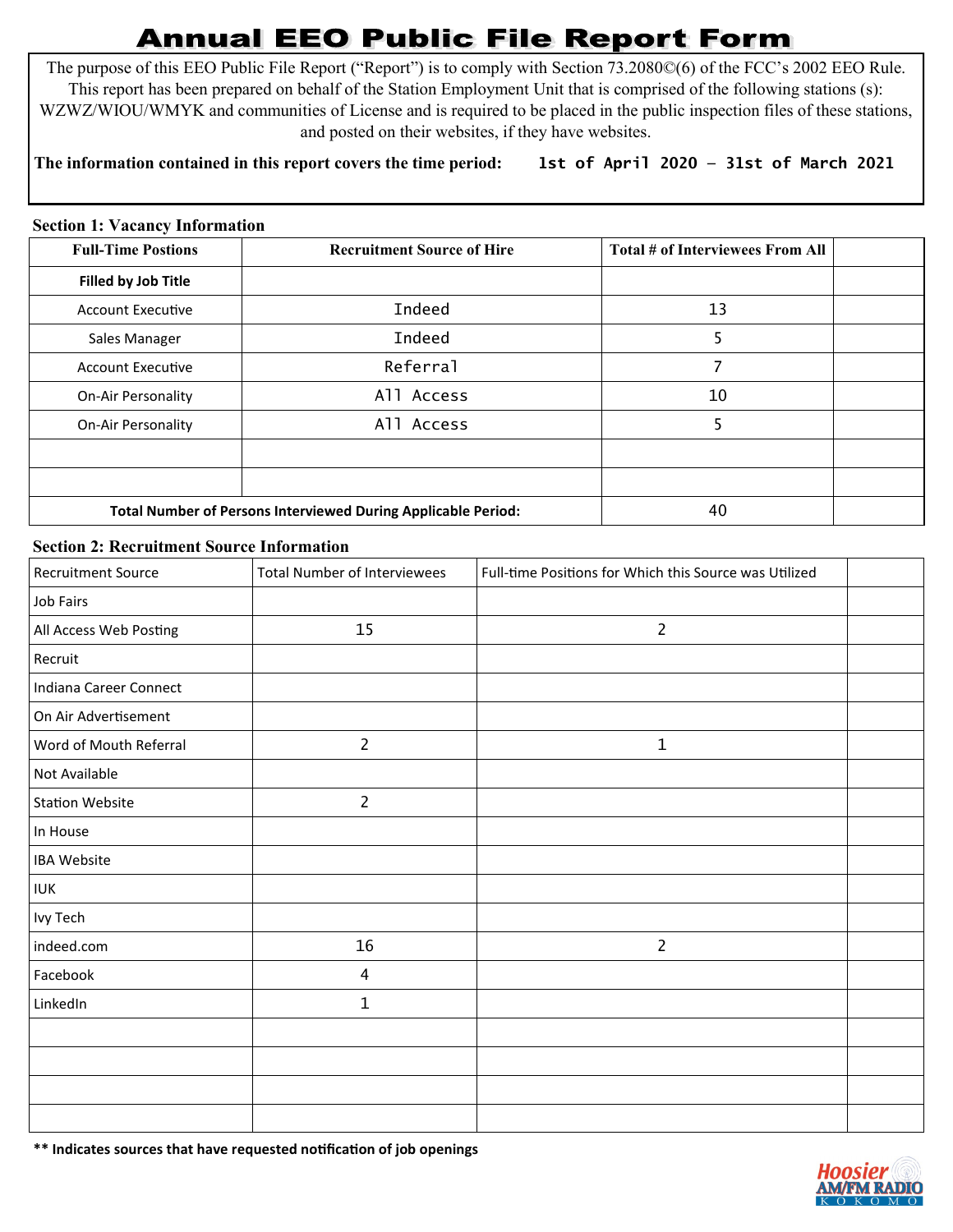# Annual EEO Public File Report Form

The purpose of this EEO Public File Report ("Report") is to comply with Section 73.2080©(6) of the FCC's 2002 EEO Rule. This report has been prepared on behalf of the Station Employment Unit that is comprised of the following stations (s): WZWZ/WIOU/WMYK and communities of License and is required to be placed in the public inspection files of these stations, and posted on their websites, if they have websites.

**The information contained in this report covers the time period:** 1st of April 2020 – 31st of March 2021

**Section 1: Vacancy Information**

| Full-Time Postions | Recruitment Source of Hire | Total # of Interviewees From All | |
|---|---|---|---|
| **Filled by Job Title** | | | |
| Account Executive | Indeed | 13 | |
| Sales Manager | Indeed | 5 | |
| Account Executive | Referral | 7 | |
| On-Air Personality | All Access | 10 | |
| On-Air Personality | All Access | 5 | |
| | | | |
| | | | |
| **Total Number of Persons Interviewed During Applicable Period:** | | 40 | |

**Section 2: Recruitment Source Information**

| Recruitment Source | Total Number of Interviewees | Full-time Positions for Which this Source was Utilized | |
|---|---|---|---|
| Job Fairs | | | |
| All Access Web Posting | 15 | 2 | |
| Recruit | | | |
| Indiana Career Connect | | | |
| On Air Advertisement | | | |
| Word of Mouth Referral | 2 | 1 | |
| Not Available | | | |
| Station Website | 2 | | |
| In House | | | |
| IBA Website | | | |
| IUK | | | |
| Ivy Tech | | | |
| indeed.com | 16 | 2 | |
| Facebook | 4 | | |
| LinkedIn | 1 | | |
| | | | |
| | | | |
| | | | |
| | | | |

**** Indicates sources that have requested notification of job openings**

Hoosier AM/FM RADIO KOKOMO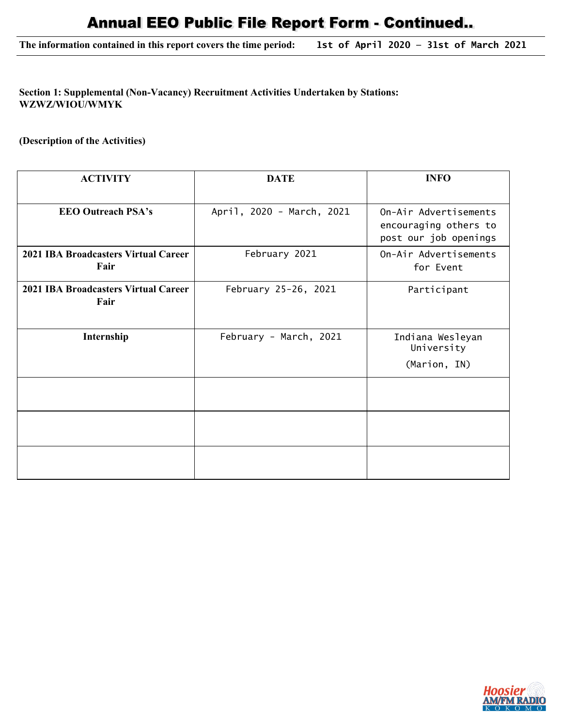# Annual EEO Public File Report Form - Continued..

**The information contained in this report covers the time period:** 1st of April 2020 – 31st of March 2021

**Section 1: Supplemental (Non-Vacancy) Recruitment Activities Undertaken by Stations: WZWZ/WIOU/WMYK**

**(Description of the Activities)**

| ACTIVITY | DATE | INFO |
|---|---|---|
| **EEO Outreach PSA's** | April, 2020 - March, 2021 | On-Air Advertisements encouraging others to post our job openings |
| **2021 IBA Broadcasters Virtual Career Fair** | February 2021 | On-Air Advertisements for Event |
| **2021 IBA Broadcasters Virtual Career Fair** | February 25-26, 2021 | Participant |
| **Internship** | February - March, 2021 | Indiana Wesleyan University (Marion, IN) |
| | | |
| | | |
| | | |

Hoosier AM/FM RADIO KOKOMO